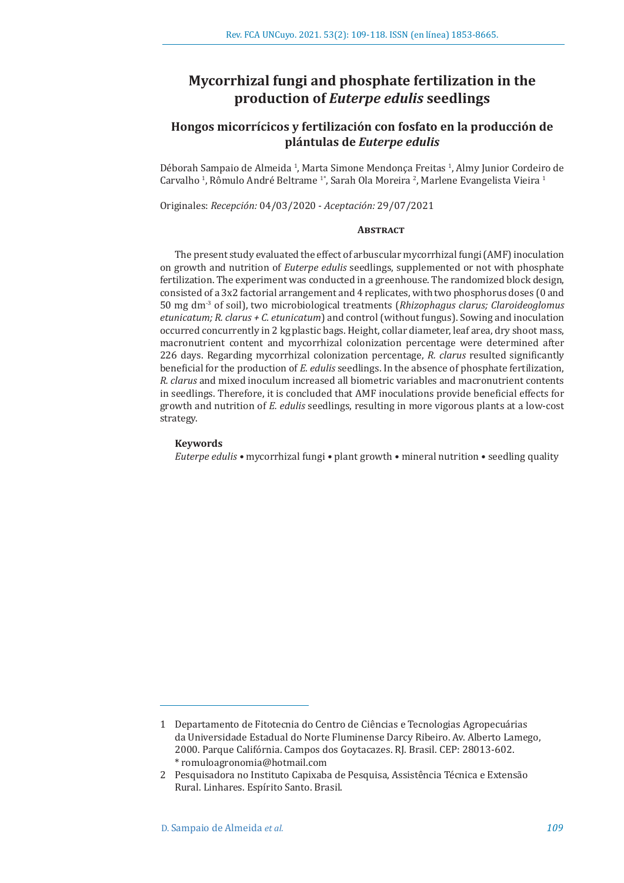# Mycorrhizal fungi and phosphate fertilization in the production of *Euterpe edulis* seedlings

## Hongos micorrícicos y fertilización con fosfato en la producción de plántulas de *Euterpe edulis*

Déborah Sampaio de Almeida [1], Marta Simone Mendonça Freitas [1], Almy Junior Cordeiro de Carvalho [1], Rômulo André Beltrame [1*], Sarah Ola Moreira [2], Marlene Evangelista Vieira [1]

Originales: *Recepción:* 04/03/2020 - *Aceptación:* 29/07/2021

### Abstract

The present study evaluated the effect of arbuscular mycorrhizal fungi (AMF) inoculation on growth and nutrition of *Euterpe edulis* seedlings, supplemented or not with phosphate fertilization. The experiment was conducted in a greenhouse. The randomized block design, consisted of a 3x2 factorial arrangement and 4 replicates, with two phosphorus doses (0 and 50 mg dm$^{-3}$ of soil), two microbiological treatments (*Rhizophagus clarus; Claroideoglomus etunicatum; R. clarus + C. etunicatum*) and control (without fungus). Sowing and inoculation occurred concurrently in 2 kg plastic bags. Height, collar diameter, leaf area, dry shoot mass, macronutrient content and mycorrhizal colonization percentage were determined after 226 days. Regarding mycorrhizal colonization percentage, *R. clarus* resulted significantly beneficial for the production of *E. edulis* seedlings. In the absence of phosphate fertilization, *R. clarus* and mixed inoculum increased all biometric variables and macronutrient contents in seedlings. Therefore, it is concluded that AMF inoculations provide beneficial effects for growth and nutrition of *E. edulis* seedlings, resulting in more vigorous plants at a low-cost strategy.

**Keywords**

*Euterpe edulis* • mycorrhizal fungi • plant growth • mineral nutrition • seedling quality

---

1 Departamento de Fitotecnia do Centro de Ciências e Tecnologias Agropecuárias da Universidade Estadual do Norte Fluminense Darcy Ribeiro. Av. Alberto Lamego, 2000. Parque Califórnia. Campos dos Goytacazes. RJ. Brasil. CEP: 28013-602. * romuloagronomia@hotmail.com

2 Pesquisadora no Instituto Capixaba de Pesquisa, Assistência Técnica e Extensão Rural. Linhares. Espírito Santo. Brasil.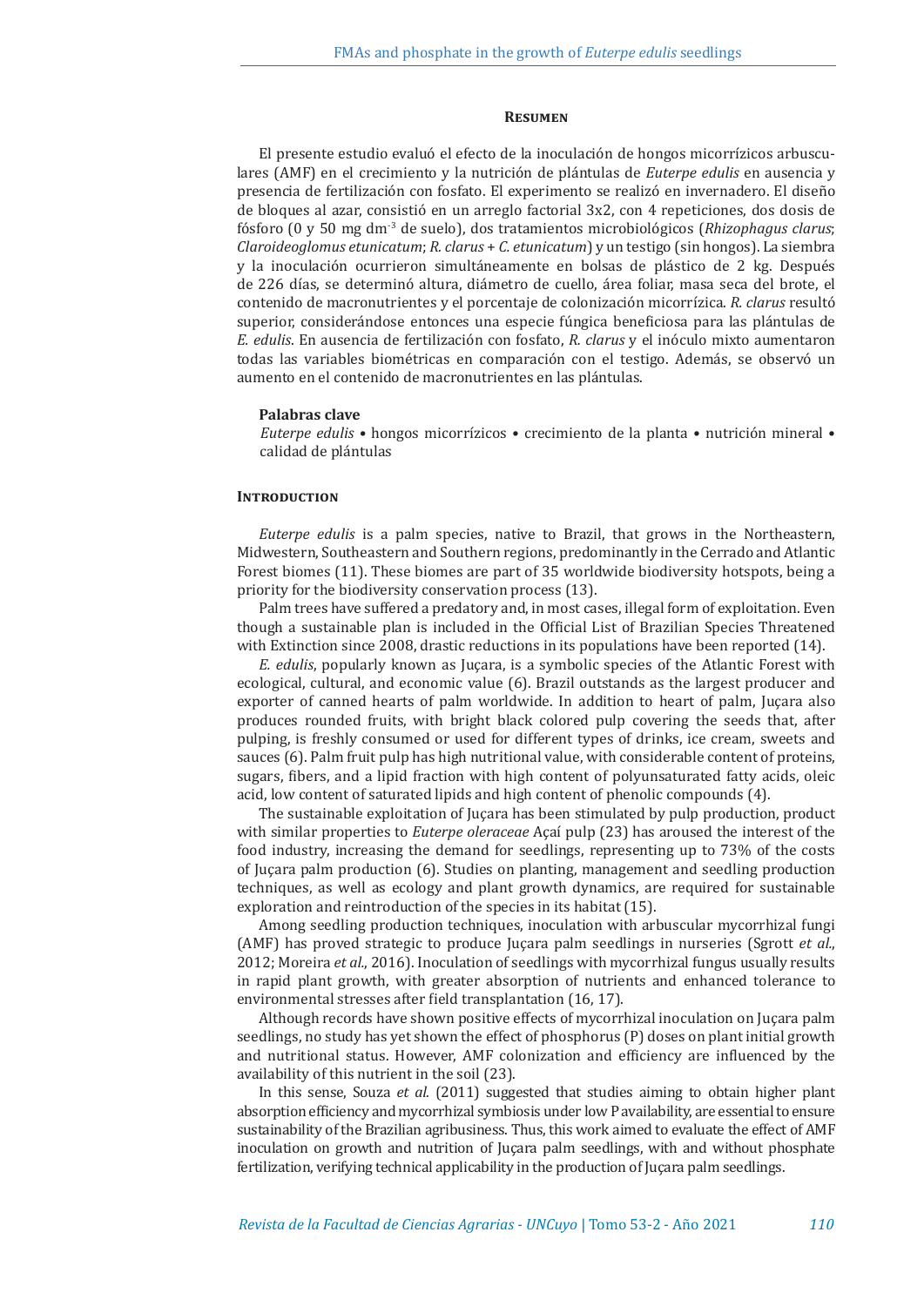## Resumen

El presente estudio evaluó el efecto de la inoculación de hongos micorrízicos arbusculares (AMF) en el crecimiento y la nutrición de plántulas de *Euterpe edulis* en ausencia y presencia de fertilización con fosfato. El experimento se realizó en invernadero. El diseño de bloques al azar, consistió en un arreglo factorial 3x2, con 4 repeticiones, dos dosis de fósforo (0 y 50 mg $dm^{-3}$ de suelo), dos tratamientos microbiológicos (*Rhizophagus clarus*; *Claroideoglomus etunicatum*; *R. clarus* + *C. etunicatum*) y un testigo (sin hongos). La siembra y la inoculación ocurrieron simultáneamente en bolsas de plástico de 2 kg. Después de 226 días, se determinó altura, diámetro de cuello, área foliar, masa seca del brote, el contenido de macronutrientes y el porcentaje de colonización micorrízica. *R. clarus* resultó superior, considerándose entonces una especie fúngica beneficiosa para las plántulas de *E. edulis*. En ausencia de fertilización con fosfato, *R. clarus* y el inóculo mixto aumentaron todas las variables biométricas en comparación con el testigo. Además, se observó un aumento en el contenido de macronutrientes en las plántulas.

### Palabras clave

*Euterpe edulis* • hongos micorrízicos • crecimiento de la planta • nutrición mineral • calidad de plántulas

## Introduction

*Euterpe edulis* is a palm species, native to Brazil, that grows in the Northeastern, Midwestern, Southeastern and Southern regions, predominantly in the Cerrado and Atlantic Forest biomes (11). These biomes are part of 35 worldwide biodiversity hotspots, being a priority for the biodiversity conservation process (13).

Palm trees have suffered a predatory and, in most cases, illegal form of exploitation. Even though a sustainable plan is included in the Official List of Brazilian Species Threatened with Extinction since 2008, drastic reductions in its populations have been reported (14).

*E. edulis*, popularly known as Juçara, is a symbolic species of the Atlantic Forest with ecological, cultural, and economic value (6). Brazil outstands as the largest producer and exporter of canned hearts of palm worldwide. In addition to heart of palm, Juçara also produces rounded fruits, with bright black colored pulp covering the seeds that, after pulping, is freshly consumed or used for different types of drinks, ice cream, sweets and sauces (6). Palm fruit pulp has high nutritional value, with considerable content of proteins, sugars, fibers, and a lipid fraction with high content of polyunsaturated fatty acids, oleic acid, low content of saturated lipids and high content of phenolic compounds (4).

The sustainable exploitation of Juçara has been stimulated by pulp production, product with similar properties to *Euterpe oleraceae* Açaí pulp (23) has aroused the interest of the food industry, increasing the demand for seedlings, representing up to 73% of the costs of Juçara palm production (6). Studies on planting, management and seedling production techniques, as well as ecology and plant growth dynamics, are required for sustainable exploration and reintroduction of the species in its habitat (15).

Among seedling production techniques, inoculation with arbuscular mycorrhizal fungi (AMF) has proved strategic to produce Juçara palm seedlings in nurseries (Sgrott *et al.*, 2012; Moreira *et al.*, 2016). Inoculation of seedlings with mycorrhizal fungus usually results in rapid plant growth, with greater absorption of nutrients and enhanced tolerance to environmental stresses after field transplantation (16, 17).

Although records have shown positive effects of mycorrhizal inoculation on Juçara palm seedlings, no study has yet shown the effect of phosphorus (P) doses on plant initial growth and nutritional status. However, AMF colonization and efficiency are influenced by the availability of this nutrient in the soil (23).

In this sense, Souza *et al.* (2011) suggested that studies aiming to obtain higher plant absorption efficiency and mycorrhizal symbiosis under low P availability, are essential to ensure sustainability of the Brazilian agribusiness. Thus, this work aimed to evaluate the effect of AMF inoculation on growth and nutrition of Juçara palm seedlings, with and without phosphate fertilization, verifying technical applicability in the production of Juçara palm seedlings.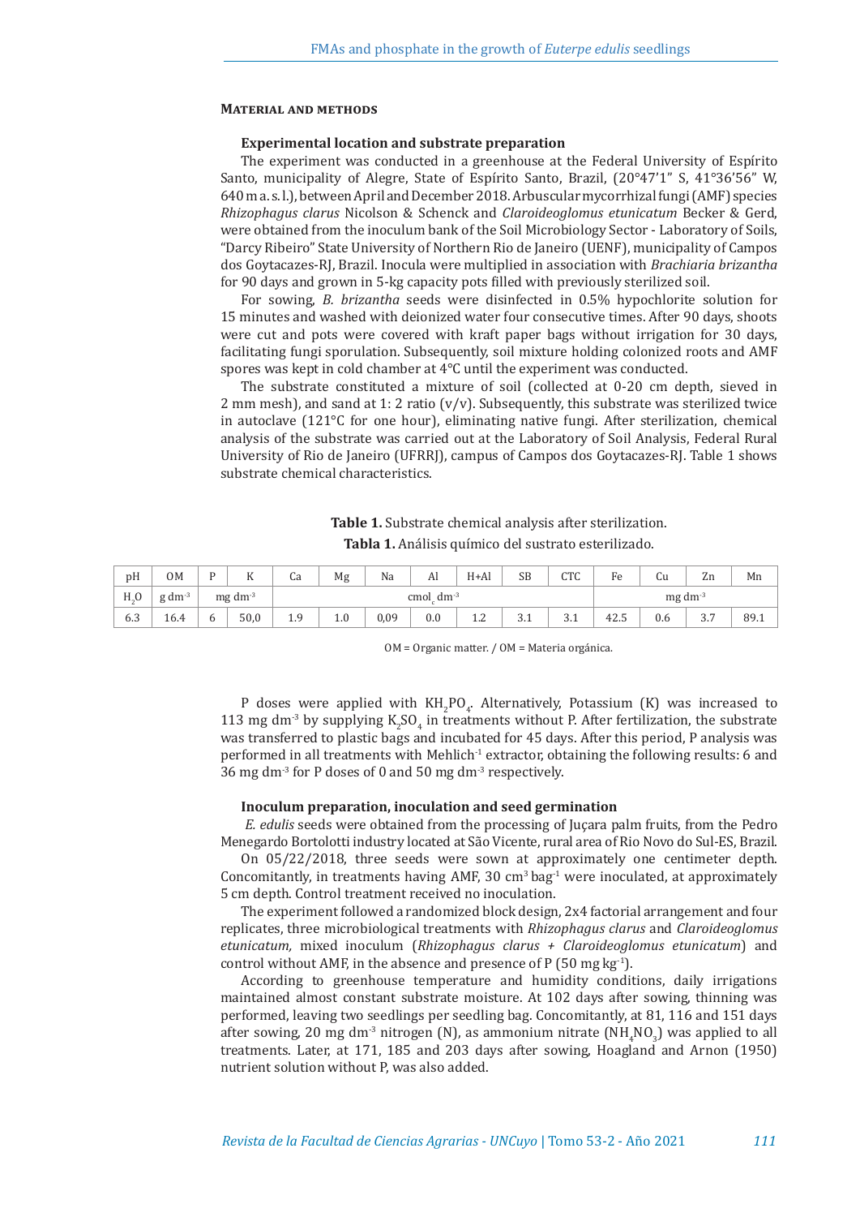## Material and methods

### Experimental location and substrate preparation

The experiment was conducted in a greenhouse at the Federal University of Espírito Santo, municipality of Alegre, State of Espírito Santo, Brazil, (20°47'1" S, 41°36'56" W, 640 m a. s. l.), between April and December 2018. Arbuscular mycorrhizal fungi (AMF) species *Rhizophagus clarus* Nicolson & Schenck and *Claroideoglomus etunicatum* Becker & Gerd, were obtained from the inoculum bank of the Soil Microbiology Sector - Laboratory of Soils, "Darcy Ribeiro" State University of Northern Rio de Janeiro (UENF), municipality of Campos dos Goytacazes-RJ, Brazil. Inocula were multiplied in association with *Brachiaria brizantha* for 90 days and grown in 5-kg capacity pots filled with previously sterilized soil.

For sowing, *B. brizantha* seeds were disinfected in 0.5% hypochlorite solution for 15 minutes and washed with deionized water four consecutive times. After 90 days, shoots were cut and pots were covered with kraft paper bags without irrigation for 30 days, facilitating fungi sporulation. Subsequently, soil mixture holding colonized roots and AMF spores was kept in cold chamber at 4°C until the experiment was conducted.

The substrate constituted a mixture of soil (collected at 0-20 cm depth, sieved in 2 mm mesh), and sand at 1: 2 ratio (v/v). Subsequently, this substrate was sterilized twice in autoclave (121°C for one hour), eliminating native fungi. After sterilization, chemical analysis of the substrate was carried out at the Laboratory of Soil Analysis, Federal Rural University of Rio de Janeiro (UFRRJ), campus of Campos dos Goytacazes-RJ. Table 1 shows substrate chemical characteristics.

**Table 1.** Substrate chemical analysis after sterilization.

**Tabla 1.** Análisis químico del sustrato esterilizado.

| pH | OM | P | K | Ca | Mg | Na | Al | H+Al | SB | CTC | Fe | Cu | Zn | Mn |
|---|---|---|---|---|---|---|---|---|---|---|---|---|---|---|
| $H_2O$ | g dm$^{-3}$ | mg dm$^{-3}$ | | cmol$_c$ dm$^{-3}$ | | | | | | | mg dm$^{-3}$ | | | |
| 6.3 | 16.4 | 6 | 50,0 | 1.9 | 1.0 | 0,09 | 0.0 | 1.2 | 3.1 | 3.1 | 42.5 | 0.6 | 3.7 | 89.1 |

OM = Organic matter. / OM = Materia orgánica.

P doses were applied with $KH_2PO_4$. Alternatively, Potassium (K) was increased to 113 mg dm$^{-3}$ by supplying $K_2SO_4$ in treatments without P. After fertilization, the substrate was transferred to plastic bags and incubated for 45 days. After this period, P analysis was performed in all treatments with Mehlich$^{-1}$ extractor, obtaining the following results: 6 and 36 mg dm$^{-3}$ for P doses of 0 and 50 mg dm$^{-3}$ respectively.

### Inoculum preparation, inoculation and seed germination

*E. edulis* seeds were obtained from the processing of Juçara palm fruits, from the Pedro Menegardo Bortolotti industry located at São Vicente, rural area of Rio Novo do Sul-ES, Brazil.

On 05/22/2018, three seeds were sown at approximately one centimeter depth. Concomitantly, in treatments having AMF, 30 cm$^3$ bag$^{-1}$ were inoculated, at approximately 5 cm depth. Control treatment received no inoculation.

The experiment followed a randomized block design, 2x4 factorial arrangement and four replicates, three microbiological treatments with *Rhizophagus clarus* and *Claroideoglomus etunicatum,* mixed inoculum (*Rhizophagus clarus + Claroideoglomus etunicatum*) and control without AMF, in the absence and presence of P (50 mg kg$^{-1}$).

According to greenhouse temperature and humidity conditions, daily irrigations maintained almost constant substrate moisture. At 102 days after sowing, thinning was performed, leaving two seedlings per seedling bag. Concomitantly, at 81, 116 and 151 days after sowing, 20 mg dm$^{-3}$ nitrogen (N), as ammonium nitrate ($NH_4NO_3$) was applied to all treatments. Later, at 171, 185 and 203 days after sowing, Hoagland and Arnon (1950) nutrient solution without P, was also added.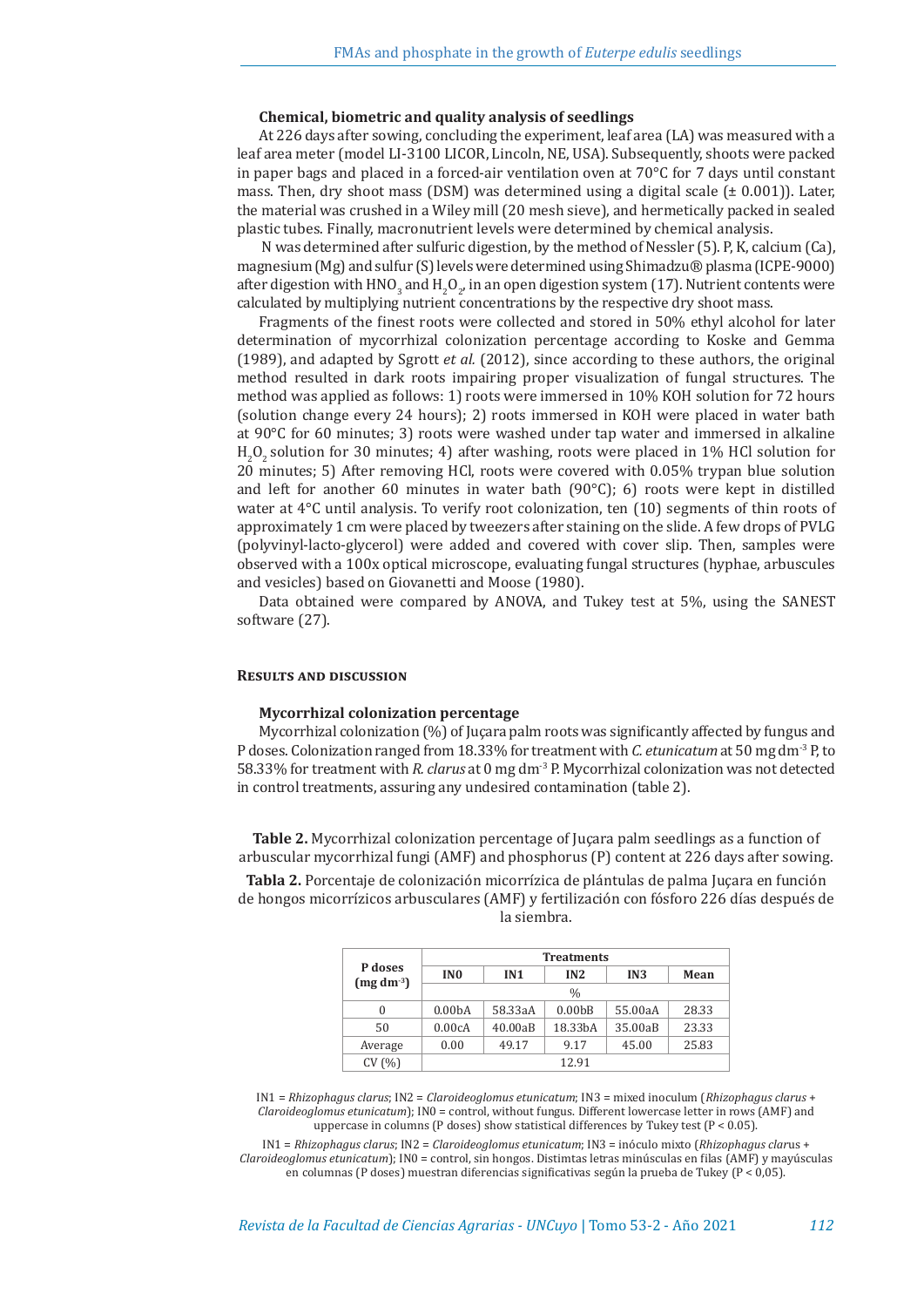### Chemical, biometric and quality analysis of seedlings

At 226 days after sowing, concluding the experiment, leaf area (LA) was measured with a leaf area meter (model LI-3100 LICOR, Lincoln, NE, USA). Subsequently, shoots were packed in paper bags and placed in a forced-air ventilation oven at 70°C for 7 days until constant mass. Then, dry shoot mass (DSM) was determined using a digital scale (± 0.001)). Later, the material was crushed in a Wiley mill (20 mesh sieve), and hermetically packed in sealed plastic tubes. Finally, macronutrient levels were determined by chemical analysis.

N was determined after sulfuric digestion, by the method of Nessler (5). P, K, calcium (Ca), magnesium (Mg) and sulfur (S) levels were determined using Shimadzu® plasma (ICPE-9000) after digestion with $HNO_3$ and $H_2O_2$, in an open digestion system (17). Nutrient contents were calculated by multiplying nutrient concentrations by the respective dry shoot mass.

Fragments of the finest roots were collected and stored in 50% ethyl alcohol for later determination of mycorrhizal colonization percentage according to Koske and Gemma (1989), and adapted by Sgrott *et al.* (2012), since according to these authors, the original method resulted in dark roots impairing proper visualization of fungal structures. The method was applied as follows: 1) roots were immersed in 10% KOH solution for 72 hours (solution change every 24 hours); 2) roots immersed in KOH were placed in water bath at 90°C for 60 minutes; 3) roots were washed under tap water and immersed in alkaline $H_2O_2$ solution for 30 minutes; 4) after washing, roots were placed in 1% HCl solution for 20 minutes; 5) After removing HCl, roots were covered with 0.05% trypan blue solution and left for another 60 minutes in water bath (90°C); 6) roots were kept in distilled water at 4°C until analysis. To verify root colonization, ten (10) segments of thin roots of approximately 1 cm were placed by tweezers after staining on the slide. A few drops of PVLG (polyvinyl-lacto-glycerol) were added and covered with cover slip. Then, samples were observed with a 100x optical microscope, evaluating fungal structures (hyphae, arbuscules and vesicles) based on Giovanetti and Moose (1980).

Data obtained were compared by ANOVA, and Tukey test at 5%, using the SANEST software (27).

## Results and discussion

### Mycorrhizal colonization percentage

Mycorrhizal colonization (%) of Juçara palm roots was significantly affected by fungus and P doses. Colonization ranged from 18.33% for treatment with *C. etunicatum* at 50 mg dm$^{-3}$ P, to 58.33% for treatment with *R. clarus* at 0 mg dm$^{-3}$ P. Mycorrhizal colonization was not detected in control treatments, assuring any undesired contamination (table 2).

**Table 2.** Mycorrhizal colonization percentage of Juçara palm seedlings as a function of arbuscular mycorrhizal fungi (AMF) and phosphorus (P) content at 226 days after sowing.

**Tabla 2.** Porcentaje de colonización micorrízica de plántulas de palma Juçara en función de hongos micorrízicos arbusculares (AMF) y fertilización con fósforo 226 días después de la siembra.

| P doses (mg dm$^{-3}$) | Treatments | | | | |
|---|---|---|---|---|---|
| | IN0 | IN1 | IN2 | IN3 | Mean |
| | % | | | | |
| 0 | 0.00bA | 58.33aA | 0.00bB | 55.00aA | 28.33 |
| 50 | 0.00cA | 40.00aB | 18.33bA | 35.00aB | 23.33 |
| Average | 0.00 | 49.17 | 9.17 | 45.00 | 25.83 |
| CV (%) | 12.91 | | | | |

IN1 = *Rhizophagus clarus*; IN2 = *Claroideoglomus etunicatum*; IN3 = mixed inoculum (*Rhizophagus clarus* + *Claroideoglomus etunicatum*); IN0 = control, without fungus. Different lowercase letter in rows (AMF) and uppercase in columns (P doses) show statistical differences by Tukey test ($P < 0.05$).

IN1 = *Rhizophagus clarus*; IN2 = *Claroideoglomus etunicatum*; IN3 = inóculo mixto (*Rhizophagus clarus* + *Claroideoglomus etunicatum*); IN0 = control, sin hongos. Distimtas letras minúsculas en filas (AMF) y mayúsculas en columnas (P doses) muestran diferencias significativas según la prueba de Tukey ($P < 0,05$).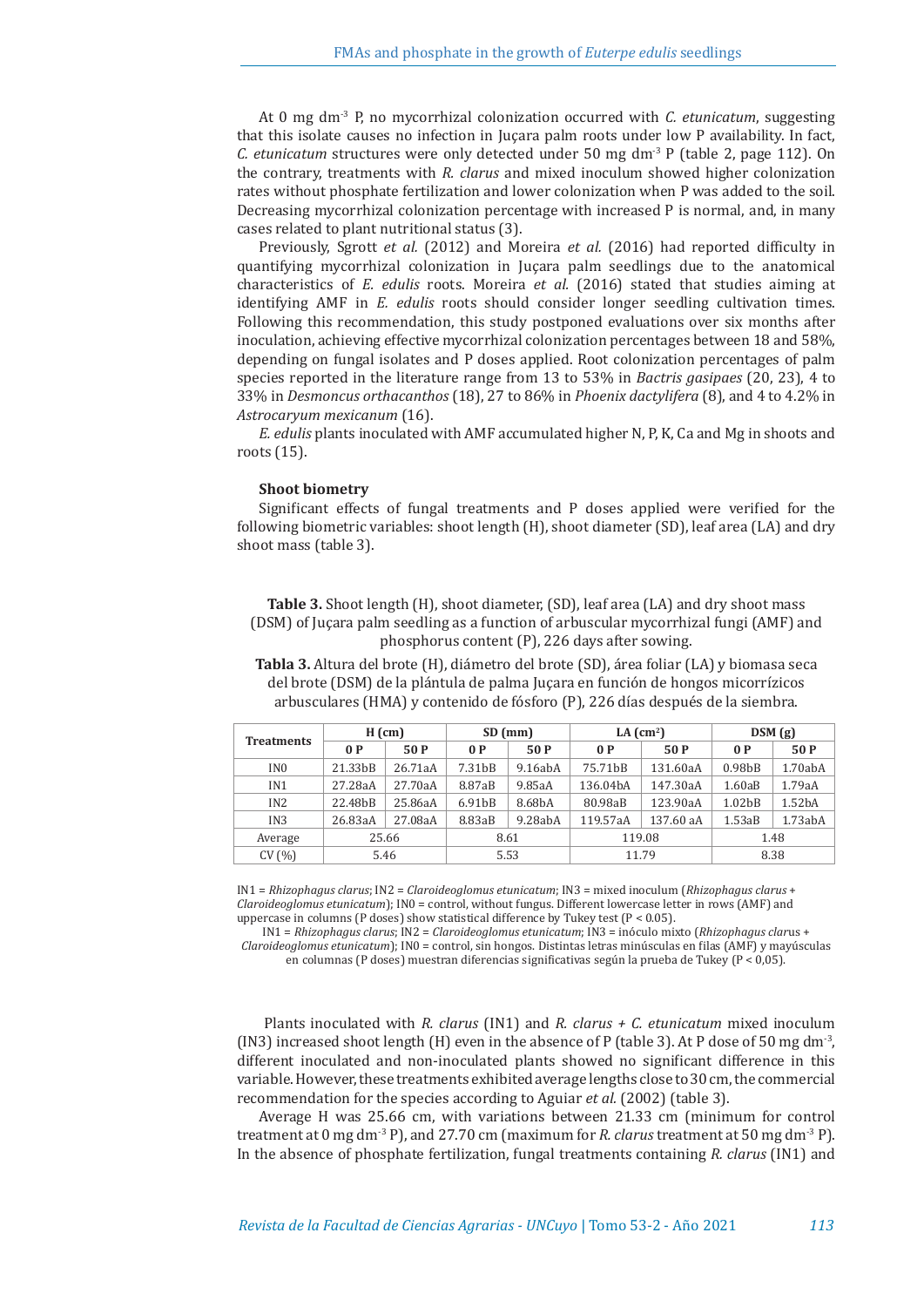At 0 mg $dm^{-3}$ P, no mycorrhizal colonization occurred with *C. etunicatum*, suggesting that this isolate causes no infection in Juçara palm roots under low P availability. In fact, *C. etunicatum* structures were only detected under 50 mg $dm^{-3}$ P (table 2, page 112). On the contrary, treatments with *R. clarus* and mixed inoculum showed higher colonization rates without phosphate fertilization and lower colonization when P was added to the soil. Decreasing mycorrhizal colonization percentage with increased P is normal, and, in many cases related to plant nutritional status (3).

Previously, Sgrott *et al.* (2012) and Moreira *et al.* (2016) had reported difficulty in quantifying mycorrhizal colonization in Juçara palm seedlings due to the anatomical characteristics of *E. edulis* roots. Moreira *et al.* (2016) stated that studies aiming at identifying AMF in *E. edulis* roots should consider longer seedling cultivation times. Following this recommendation, this study postponed evaluations over six months after inoculation, achieving effective mycorrhizal colonization percentages between 18 and 58%, depending on fungal isolates and P doses applied. Root colonization percentages of palm species reported in the literature range from 13 to 53% in *Bactris gasipaes* (20, 23), 4 to 33% in *Desmoncus orthacanthos* (18), 27 to 86% in *Phoenix dactylifera* (8), and 4 to 4.2% in *Astrocaryum mexicanum* (16).

*E. edulis* plants inoculated with AMF accumulated higher N, P, K, Ca and Mg in shoots and roots (15).

### Shoot biometry

Significant effects of fungal treatments and P doses applied were verified for the following biometric variables: shoot length (H), shoot diameter (SD), leaf area (LA) and dry shoot mass (table 3).

**Table 3.** Shoot length (H), shoot diameter, (SD), leaf area (LA) and dry shoot mass (DSM) of Juçara palm seedling as a function of arbuscular mycorrhizal fungi (AMF) and phosphorus content (P), 226 days after sowing.

**Tabla 3.** Altura del brote (H), diámetro del brote (SD), área foliar (LA) y biomasa seca del brote (DSM) de la plántula de palma Juçara en función de hongos micorrízicos arbusculares (HMA) y contenido de fósforo (P), 226 días después de la siembra.

| Treatments | H (cm) | | SD (mm) | | LA ($cm^2$) | | DSM (g) | |
|---|---|---|---|---|---|---|---|---|
| | 0 P | 50 P | 0 P | 50 P | 0 P | 50 P | 0 P | 50 P |
| IN0 | 21.33bB | 26.71aA | 7.31bB | 9.16abA | 75.71bB | 131.60aA | 0.98bB | 1.70abA |
| IN1 | 27.28aA | 27.70aA | 8.87aB | 9.85aA | 136.04bA | 147.30aA | 1.60aB | 1.79aA |
| IN2 | 22.48bB | 25.86aA | 6.91bB | 8.68bA | 80.98aB | 123.90aA | 1.02bB | 1.52bA |
| IN3 | 26.83aA | 27.08aA | 8.83aB | 9.28abA | 119.57aA | 137.60 aA | 1.53aB | 1.73abA |
| Average | 25.66 | | 8.61 | | 119.08 | | 1.48 | |
| CV (%) | 5.46 | | 5.53 | | 11.79 | | 8.38 | |

IN1 = *Rhizophagus clarus*; IN2 = *Claroideoglomus etunicatum*; IN3 = mixed inoculum (*Rhizophagus clarus* + *Claroideoglomus etunicatum*); IN0 = control, without fungus. Different lowercase letter in rows (AMF) and uppercase in columns (P doses) show statistical difference by Tukey test ($P < 0.05$).

IN1 = *Rhizophagus clarus*; IN2 = *Claroideoglomus etunicatum*; IN3 = inóculo mixto (*Rhizophagus clarus* + *Claroideoglomus etunicatum*); IN0 = control, sin hongos. Distintas letras minúsculas en filas (AMF) y mayúsculas en columnas (P doses) muestran diferencias significativas según la prueba de Tukey ($P < 0,05$).

Plants inoculated with *R. clarus* (IN1) and *R. clarus + C. etunicatum* mixed inoculum (IN3) increased shoot length (H) even in the absence of P (table 3). At P dose of 50 mg $dm^{-3}$, different inoculated and non-inoculated plants showed no significant difference in this variable. However, these treatments exhibited average lengths close to 30 cm, the commercial recommendation for the species according to Aguiar *et al.* (2002) (table 3).

Average H was 25.66 cm, with variations between 21.33 cm (minimum for control treatment at 0 mg $dm^{-3}$ P), and 27.70 cm (maximum for *R. clarus* treatment at 50 mg $dm^{-3}$ P). In the absence of phosphate fertilization, fungal treatments containing *R. clarus* (IN1) and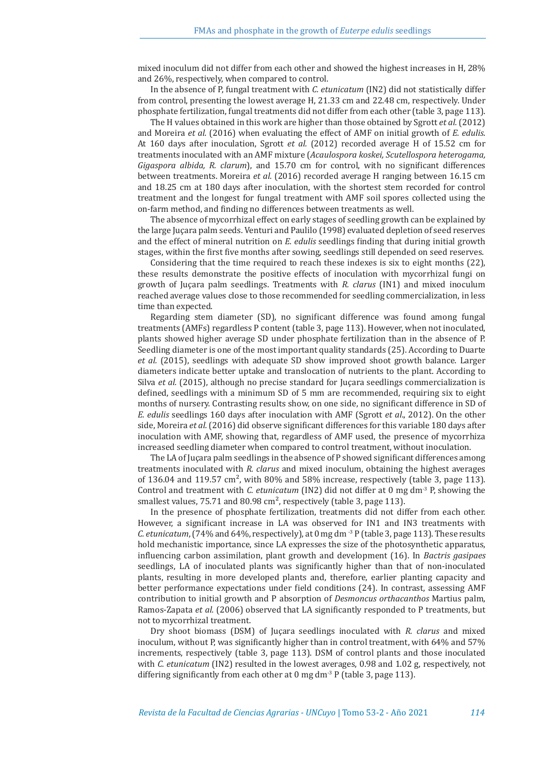mixed inoculum did not differ from each other and showed the highest increases in H, 28% and 26%, respectively, when compared to control.

In the absence of P, fungal treatment with *C. etunicatum* (IN2) did not statistically differ from control, presenting the lowest average H, 21.33 cm and 22.48 cm, respectively. Under phosphate fertilization, fungal treatments did not differ from each other (table 3, page 113).

The H values obtained in this work are higher than those obtained by Sgrott *et al.* (2012) and Moreira *et al.* (2016) when evaluating the effect of AMF on initial growth of *E. edulis*. At 160 days after inoculation, Sgrott *et al.* (2012) recorded average H of 15.52 cm for treatments inoculated with an AMF mixture (*Acaulospora koskei, Scutellospora heterogama, Gigaspora albida, R. clarum*), and 15.70 cm for control, with no significant differences between treatments. Moreira *et al.* (2016) recorded average H ranging between 16.15 cm and 18.25 cm at 180 days after inoculation, with the shortest stem recorded for control treatment and the longest for fungal treatment with AMF soil spores collected using the on-farm method, and finding no differences between treatments as well.

The absence of mycorrhizal effect on early stages of seedling growth can be explained by the large Juçara palm seeds. Venturi and Paulilo (1998) evaluated depletion of seed reserves and the effect of mineral nutrition on *E. edulis* seedlings finding that during initial growth stages, within the first five months after sowing, seedlings still depended on seed reserves.

Considering that the time required to reach these indexes is six to eight months (22), these results demonstrate the positive effects of inoculation with mycorrhizal fungi on growth of Juçara palm seedlings. Treatments with *R. clarus* (IN1) and mixed inoculum reached average values close to those recommended for seedling commercialization, in less time than expected.

Regarding stem diameter (SD), no significant difference was found among fungal treatments (AMFs) regardless P content (table 3, page 113). However, when not inoculated, plants showed higher average SD under phosphate fertilization than in the absence of P. Seedling diameter is one of the most important quality standards (25). According to Duarte *et al.* (2015), seedlings with adequate SD show improved shoot growth balance. Larger diameters indicate better uptake and translocation of nutrients to the plant. According to Silva *et al.* (2015), although no precise standard for Juçara seedlings commercialization is defined, seedlings with a minimum SD of 5 mm are recommended, requiring six to eight months of nursery. Contrasting results show, on one side, no significant difference in SD of *E. edulis* seedlings 160 days after inoculation with AMF (Sgrott *et al*., 2012). On the other side, Moreira *et al.* (2016) did observe significant differences for this variable 180 days after inoculation with AMF, showing that, regardless of AMF used, the presence of mycorrhiza increased seedling diameter when compared to control treatment, without inoculation.

The LA of Juçara palm seedlings in the absence of P showed significant differences among treatments inoculated with *R. clarus* and mixed inoculum, obtaining the highest averages of 136.04 and 119.57 $cm^2$, with 80% and 58% increase, respectively (table 3, page 113). Control and treatment with *C. etunicatum* (IN2) did not differ at 0 mg $dm^{-3}$ P, showing the smallest values, 75.71 and 80.98 $cm^2$, respectively (table 3, page 113).

In the presence of phosphate fertilization, treatments did not differ from each other. However, a significant increase in LA was observed for IN1 and IN3 treatments with *C. etunicatum*, (74% and 64%, respectively), at 0 mg $dm^{-3}$ P (table 3, page 113). These results hold mechanistic importance, since LA expresses the size of the photosynthetic apparatus, influencing carbon assimilation, plant growth and development (16). In *Bactris gasipaes* seedlings, LA of inoculated plants was significantly higher than that of non-inoculated plants, resulting in more developed plants and, therefore, earlier planting capacity and better performance expectations under field conditions (24). In contrast, assessing AMF contribution to initial growth and P absorption of *Desmoncus orthacanthos* Martius palm, Ramos-Zapata *et al.* (2006) observed that LA significantly responded to P treatments, but not to mycorrhizal treatment.

Dry shoot biomass (DSM) of Juçara seedlings inoculated with *R. clarus* and mixed inoculum, without P, was significantly higher than in control treatment, with 64% and 57% increments, respectively (table 3, page 113). DSM of control plants and those inoculated with *C. etunicatum* (IN2) resulted in the lowest averages, 0.98 and 1.02 g, respectively, not differing significantly from each other at 0 mg $dm^{-3}$ P (table 3, page 113).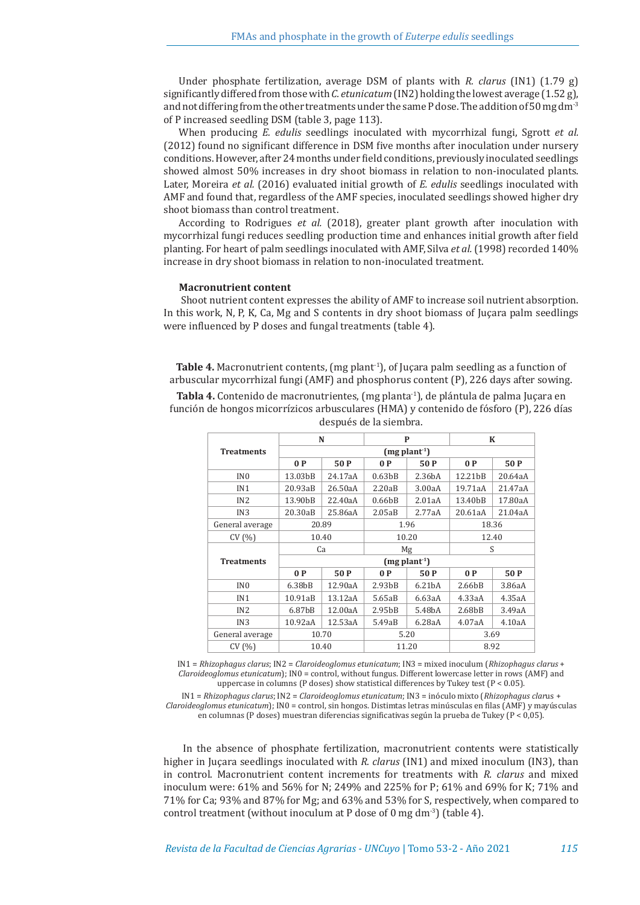Under phosphate fertilization, average DSM of plants with *R. clarus* (IN1) (1.79 g) significantly differed from those with *C. etunicatum* (IN2) holding the lowest average (1.52 g), and not differing from the other treatments under the same P dose. The addition of 50 mg dm$^{-3}$ of P increased seedling DSM (table 3, page 113).

When producing *E. edulis* seedlings inoculated with mycorrhizal fungi, Sgrott *et al.* (2012) found no significant difference in DSM five months after inoculation under nursery conditions. However, after 24 months under field conditions, previously inoculated seedlings showed almost 50% increases in dry shoot biomass in relation to non-inoculated plants. Later, Moreira *et al.* (2016) evaluated initial growth of *E. edulis* seedlings inoculated with AMF and found that, regardless of the AMF species, inoculated seedlings showed higher dry shoot biomass than control treatment.

According to Rodrigues *et al.* (2018), greater plant growth after inoculation with mycorrhizal fungi reduces seedling production time and enhances initial growth after field planting. For heart of palm seedlings inoculated with AMF, Silva *et al.* (1998) recorded 140% increase in dry shoot biomass in relation to non-inoculated treatment.

### Macronutrient content

Shoot nutrient content expresses the ability of AMF to increase soil nutrient absorption. In this work, N, P, K, Ca, Mg and S contents in dry shoot biomass of Juçara palm seedlings were influenced by P doses and fungal treatments (table 4).

**Table 4.** Macronutrient contents, (mg plant$^{-1}$), of Juçara palm seedling as a function of arbuscular mycorrhizal fungi (AMF) and phosphorus content (P), 226 days after sowing.

**Tabla 4.** Contenido de macronutrientes, (mg planta$^{-1}$), de plántula de palma Juçara en función de hongos micorrízicos arbusculares (HMA) y contenido de fósforo (P), 226 días después de la siembra.

| Treatments | N | | P | | K | |
|---|---|---|---|---|---|---|
| | (mg plant$^{-1}$) | | | | | |
| | 0 P | 50 P | 0 P | 50 P | 0 P | 50 P |
| IN0 | 13.03bB | 24.17aA | 0.63bB | 2.36bA | 12.21bB | 20.64aA |
| IN1 | 20.93aB | 26.50aA | 2.20aB | 3.00aA | 19.71aA | 21.47aA |
| IN2 | 13.90bB | 22.40aA | 0.66bB | 2.01aA | 13.40bB | 17.80aA |
| IN3 | 20.30aB | 25.86aA | 2.05aB | 2.77aA | 20.61aA | 21.04aA |
| General average | 20.89 | | 1.96 | | 18.36 | |
| CV (%) | 10.40 | | 10.20 | | 12.40 | |
| **Treatments** | Ca | | Mg | | S | |
| | (mg plant$^{-1}$) | | | | | |
| | 0 P | 50 P | 0 P | 50 P | 0 P | 50 P |
| IN0 | 6.38bB | 12.90aA | 2.93bB | 6.21bA | 2.66bB | 3.86aA |
| IN1 | 10.91aB | 13.12aA | 5.65aB | 6.63aA | 4.33aA | 4.35aA |
| IN2 | 6.87bB | 12.00aA | 2.95bB | 5.48bA | 2.68bB | 3.49aA |
| IN3 | 10.92aA | 12.53aA | 5.49aB | 6.28aA | 4.07aA | 4.10aA |
| General average | 10.70 | | 5.20 | | 3.69 | |
| CV (%) | 10.40 | | 11.20 | | 8.92 | |

IN1 = *Rhizophagus clarus*; IN2 = *Claroideoglomus etunicatum*; IN3 = mixed inoculum (*Rhizophagus clarus* + *Claroideoglomus etunicatum*); IN0 = control, without fungus. Different lowercase letter in rows (AMF) and uppercase in columns (P doses) show statistical differences by Tukey test ($P < 0.05$).

IN1 = *Rhizophagus clarus*; IN2 = *Claroideoglomus etunicatum*; IN3 = inóculo mixto (*Rhizophagus clarus* + *Claroideoglomus etunicatum*); IN0 = control, sin hongos. Distimtas letras minúsculas en filas (AMF) y mayúsculas en columnas (P doses) muestran diferencias significativas según la prueba de Tukey ($P < 0,05$).

In the absence of phosphate fertilization, macronutrient contents were statistically higher in Juçara seedlings inoculated with *R. clarus* (IN1) and mixed inoculum (IN3), than in control. Macronutrient content increments for treatments with *R. clarus* and mixed inoculum were: 61% and 56% for N; 249% and 225% for P; 61% and 69% for K; 71% and 71% for Ca; 93% and 87% for Mg; and 63% and 53% for S, respectively, when compared to control treatment (without inoculum at P dose of 0 mg dm$^{-3}$) (table 4).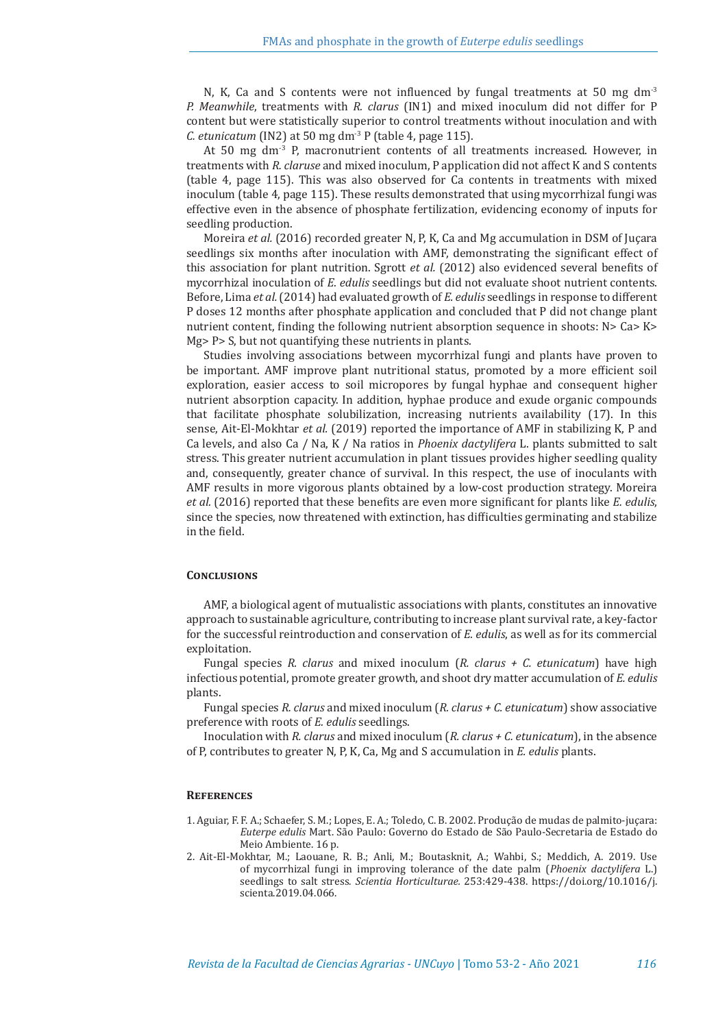N, K, Ca and S contents were not influenced by fungal treatments at 50 mg dm$^{-3}$ *P. Meanwhile*, treatments with *R. clarus* (IN1) and mixed inoculum did not differ for P content but were statistically superior to control treatments without inoculation and with *C. etunicatum* (IN2) at 50 mg dm$^{-3}$ P (table 4, page 115).

At 50 mg dm$^{-3}$ P, macronutrient contents of all treatments increased. However, in treatments with *R. claruse* and mixed inoculum, P application did not affect K and S contents (table 4, page 115). This was also observed for Ca contents in treatments with mixed inoculum (table 4, page 115). These results demonstrated that using mycorrhizal fungi was effective even in the absence of phosphate fertilization, evidencing economy of inputs for seedling production.

Moreira *et al.* (2016) recorded greater N, P, K, Ca and Mg accumulation in DSM of Juçara seedlings six months after inoculation with AMF, demonstrating the significant effect of this association for plant nutrition. Sgrott *et al.* (2012) also evidenced several benefits of mycorrhizal inoculation of *E. edulis* seedlings but did not evaluate shoot nutrient contents. Before, Lima *et al.* (2014) had evaluated growth of *E. edulis* seedlings in response to different P doses 12 months after phosphate application and concluded that P did not change plant nutrient content, finding the following nutrient absorption sequence in shoots: N> Ca> K> Mg> P> S, but not quantifying these nutrients in plants.

Studies involving associations between mycorrhizal fungi and plants have proven to be important. AMF improve plant nutritional status, promoted by a more efficient soil exploration, easier access to soil micropores by fungal hyphae and consequent higher nutrient absorption capacity. In addition, hyphae produce and exude organic compounds that facilitate phosphate solubilization, increasing nutrients availability (17). In this sense, Ait-El-Mokhtar *et al.* (2019) reported the importance of AMF in stabilizing K, P and Ca levels, and also Ca / Na, K / Na ratios in *Phoenix dactylifera* L. plants submitted to salt stress. This greater nutrient accumulation in plant tissues provides higher seedling quality and, consequently, greater chance of survival. In this respect, the use of inoculants with AMF results in more vigorous plants obtained by a low-cost production strategy. Moreira *et al.* (2016) reported that these benefits are even more significant for plants like *E. edulis*, since the species, now threatened with extinction, has difficulties germinating and stabilize in the field.

## Conclusions

AMF, a biological agent of mutualistic associations with plants, constitutes an innovative approach to sustainable agriculture, contributing to increase plant survival rate, a key-factor for the successful reintroduction and conservation of *E. edulis*, as well as for its commercial exploitation.

Fungal species *R. clarus* and mixed inoculum (*R. clarus + C. etunicatum*) have high infectious potential, promote greater growth, and shoot dry matter accumulation of *E. edulis* plants.

Fungal species *R. clarus* and mixed inoculum (*R. clarus + C. etunicatum*) show associative preference with roots of *E. edulis* seedlings.

Inoculation with *R. clarus* and mixed inoculum (*R. clarus + C. etunicatum*), in the absence of P, contributes to greater N, P, K, Ca, Mg and S accumulation in *E. edulis* plants.

## References

1. Aguiar, F. F. A.; Schaefer, S. M.; Lopes, E. A.; Toledo, C. B. 2002. Produção de mudas de palmito-juçara: *Euterpe edulis* Mart. São Paulo: Governo do Estado de São Paulo-Secretaria de Estado do Meio Ambiente. 16 p.
2. Ait-El-Mokhtar, M.; Laouane, R. B.; Anli, M.; Boutasknit, A.; Wahbi, S.; Meddich, A. 2019. Use of mycorrhizal fungi in improving tolerance of the date palm (*Phoenix dactylifera* L.) seedlings to salt stress. *Scientia Horticulturae*. 253:429-438. https://doi.org/10.1016/j.scienta.2019.04.066.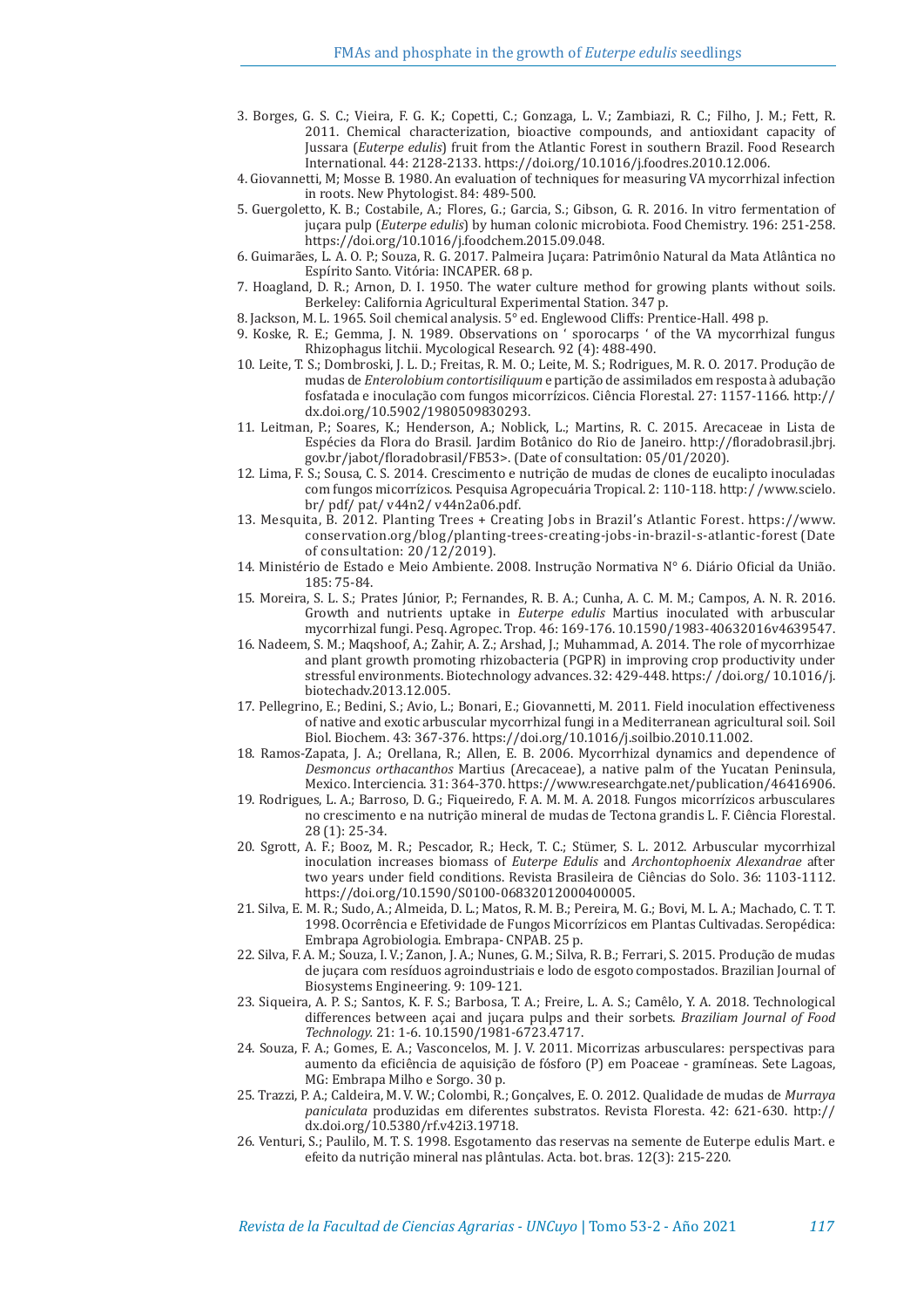3. Borges, G. S. C.; Vieira, F. G. K.; Copetti, C.; Gonzaga, L. V.; Zambiazi, R. C.; Filho, J. M.; Fett, R. 2011. Chemical characterization, bioactive compounds, and antioxidant capacity of Jussara (*Euterpe edulis*) fruit from the Atlantic Forest in southern Brazil. Food Research International. 44: 2128-2133. https://doi.org/10.1016/j.foodres.2010.12.006.
4. Giovannetti, M; Mosse B. 1980. An evaluation of techniques for measuring VA mycorrhizal infection in roots. New Phytologist. 84: 489-500.
5. Guergoletto, K. B.; Costabile, A.; Flores, G.; Garcia, S.; Gibson, G. R. 2016. In vitro fermentation of juçara pulp (*Euterpe edulis*) by human colonic microbiota. Food Chemistry. 196: 251-258. https://doi.org/10.1016/j.foodchem.2015.09.048.
6. Guimarães, L. A. O. P.; Souza, R. G. 2017. Palmeira Juçara: Patrimônio Natural da Mata Atlântica no Espírito Santo. Vitória: INCAPER. 68 p.
7. Hoagland, D. R.; Arnon, D. I. 1950. The water culture method for growing plants without soils. Berkeley: California Agricultural Experimental Station. 347 p.
8. Jackson, M. L. 1965. Soil chemical analysis. 5° ed. Englewood Cliffs: Prentice-Hall. 498 p.
9. Koske, R. E.; Gemma, J. N. 1989. Observations on ' sporocarps ' of the VA mycorrhizal fungus Rhizophagus litchii. Mycological Research. 92 (4): 488-490.
10. Leite, T. S.; Dombroski, J. L. D.; Freitas, R. M. O.; Leite, M. S.; Rodrigues, M. R. O. 2017. Produção de mudas de *Enterolobium contortisiliquum* e partição de assimilados em resposta à adubação fosfatada e inoculação com fungos micorrízicos. Ciência Florestal. 27: 1157-1166. http://dx.doi.org/10.5902/1980509830293.
11. Leitman, P.; Soares, K.; Henderson, A.; Noblick, L.; Martins, R. C. 2015. Arecaceae in Lista de Espécies da Flora do Brasil. Jardim Botânico do Rio de Janeiro. http://floradobrasil.jbrj.gov.br/jabot/floradobrasil/FB53>. (Date of consultation: 05/01/2020).
12. Lima, F. S.; Sousa, C. S. 2014. Crescimento e nutrição de mudas de clones de eucalipto inoculadas com fungos micorrízicos. Pesquisa Agropecuária Tropical. 2: 110-118. http://www.scielo.br/ pdf/ pat/ v44n2/ v44n2a06.pdf.
13. Mesquita, B. 2012. Planting Trees + Creating Jobs in Brazil's Atlantic Forest. https://www.conservation.org/blog/planting-trees-creating-jobs-in-brazil-s-atlantic-forest (Date of consultation: 20/12/2019).
14. Ministério de Estado e Meio Ambiente. 2008. Instrução Normativa N° 6. Diário Oficial da União. 185: 75-84.
15. Moreira, S. L. S.; Prates Júnior, P.; Fernandes, R. B. A.; Cunha, A. C. M. M.; Campos, A. N. R. 2016. Growth and nutrients uptake in *Euterpe edulis* Martius inoculated with arbuscular mycorrhizal fungi. Pesq. Agropec. Trop. 46: 169-176. 10.1590/1983-40632016v4639547.
16. Nadeem, S. M.; Maqshoof, A.; Zahir, A. Z.; Arshad, J.; Muhammad, A. 2014. The role of mycorrhizae and plant growth promoting rhizobacteria (PGPR) in improving crop productivity under stressful environments. Biotechnology advances. 32: 429-448. https:/ /doi.org/ 10.1016/j.biotechadv.2013.12.005.
17. Pellegrino, E.; Bedini, S.; Avio, L.; Bonari, E.; Giovannetti, M. 2011. Field inoculation effectiveness of native and exotic arbuscular mycorrhizal fungi in a Mediterranean agricultural soil. Soil Biol. Biochem. 43: 367-376. https://doi.org/10.1016/j.soilbio.2010.11.002.
18. Ramos-Zapata, J. A.; Orellana, R.; Allen, E. B. 2006. Mycorrhizal dynamics and dependence of *Desmoncus orthacanthos* Martius (Arecaceae), a native palm of the Yucatan Peninsula, Mexico. Interciencia. 31: 364-370. https://www.researchgate.net/publication/46416906.
19. Rodrigues, L. A.; Barroso, D. G.; Fiqueiredo, F. A. M. M. A. 2018. Fungos micorrízicos arbusculares no crescimento e na nutrição mineral de mudas de Tectona grandis L. F. Ciência Florestal. 28 (1): 25-34.
20. Sgrott, A. F.; Booz, M. R.; Pescador, R.; Heck, T. C.; Stümer, S. L. 2012. Arbuscular mycorrhizal inoculation increases biomass of *Euterpe Edulis* and *Archontophoenix Alexandrae* after two years under field conditions. Revista Brasileira de Ciências do Solo. 36: 1103-1112. https://doi.org/10.1590/S0100-06832012000400005.
21. Silva, E. M. R.; Sudo, A.; Almeida, D. L.; Matos, R. M. B.; Pereira, M. G.; Bovi, M. L. A.; Machado, C. T. T. 1998. Ocorrência e Efetividade de Fungos Micorrízicos em Plantas Cultivadas. Seropédica: Embrapa Agrobiologia. Embrapa- CNPAB. 25 p.
22. Silva, F. A. M.; Souza, I. V.; Zanon, J. A.; Nunes, G. M.; Silva, R. B.; Ferrari, S. 2015. Produção de mudas de juçara com resíduos agroindustriais e lodo de esgoto compostados. Brazilian Journal of Biosystems Engineering. 9: 109-121.
23. Siqueira, A. P. S.; Santos, K. F. S.; Barbosa, T. A.; Freire, L. A. S.; Camêlo, Y. A. 2018. Technological differences between açai and juçara pulps and their sorbets. *Braziliam Journal of Food Technology.* 21: 1-6. 10.1590/1981-6723.4717.
24. Souza, F. A.; Gomes, E. A.; Vasconcelos, M. J. V. 2011. Micorrizas arbusculares: perspectivas para aumento da eficiência de aquisição de fósforo (P) em Poaceae - gramíneas. Sete Lagoas, MG: Embrapa Milho e Sorgo. 30 p.
25. Trazzi, P. A.; Caldeira, M. V. W.; Colombi, R.; Gonçalves, E. O. 2012. Qualidade de mudas de *Murraya paniculata* produzidas em diferentes substratos. Revista Floresta. 42: 621-630. http://dx.doi.org/10.5380/rf.v42i3.19718.
26. Venturi, S.; Paulilo, M. T. S. 1998. Esgotamento das reservas na semente de Euterpe edulis Mart. e efeito da nutrição mineral nas plântulas. Acta. bot. bras. 12(3): 215-220.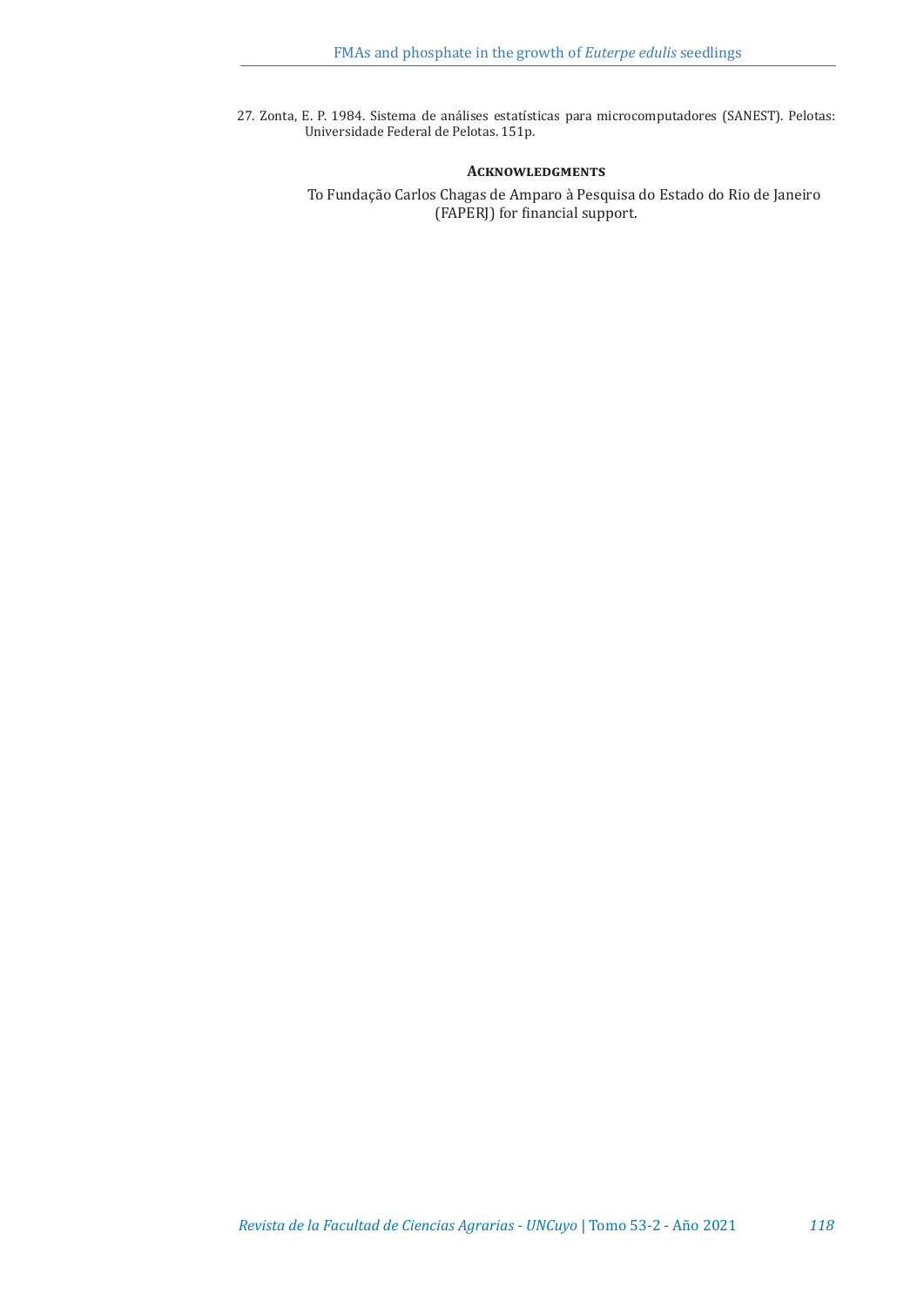27. Zonta, E. P. 1984. Sistema de análises estatísticas para microcomputadores (SANEST). Pelotas: Universidade Federal de Pelotas. 151p.

## Acknowledgments

To Fundação Carlos Chagas de Amparo à Pesquisa do Estado do Rio de Janeiro (FAPERJ) for financial support.